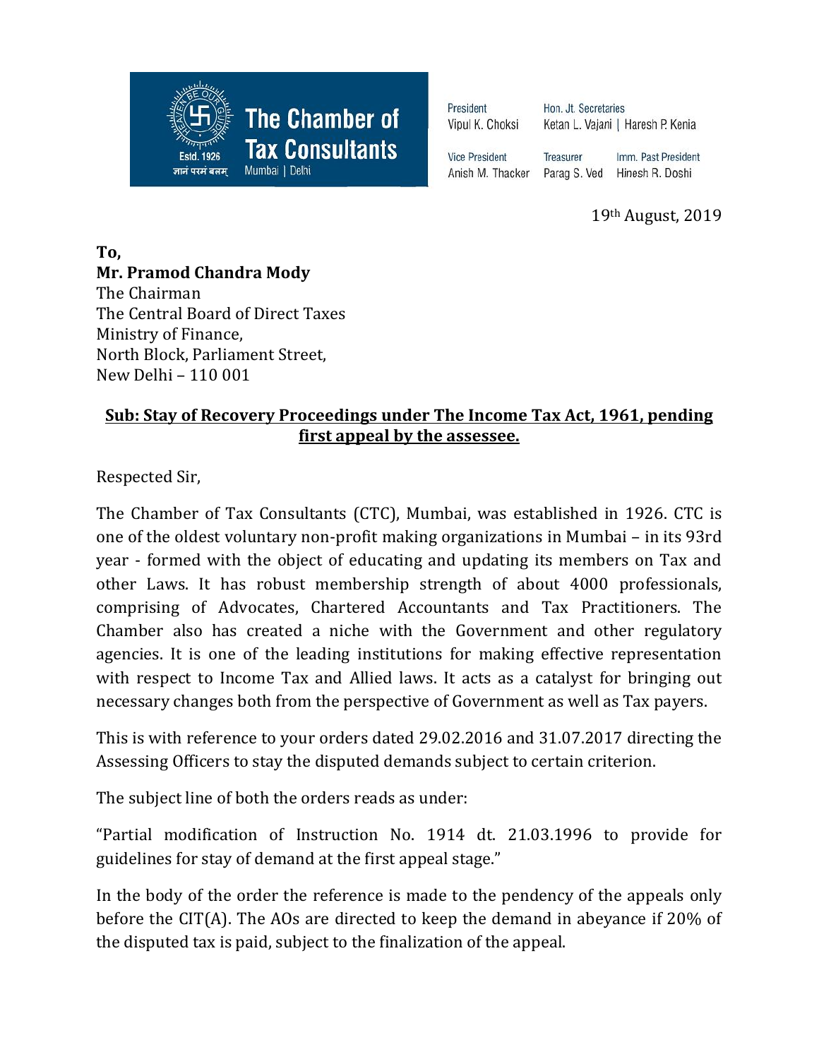The Chamber of Tax Consultants
Estd. 1926
ज्ञानं परमं बलम्
Mumbai | Delhi

President
Vipul K. Choksi

Hon. Jt. Secretaries
Ketan L. Vajani | Haresh P. Kenia

Vice President
Anish M. Thacker

Treasurer
Parag S. Ved

Imm. Past President
Hinesh R. Doshi

19th August, 2019

**To,**
**Mr. Pramod Chandra Mody**
The Chairman
The Central Board of Direct Taxes
Ministry of Finance,
North Block, Parliament Street,
New Delhi – 110 001

**Sub: Stay of Recovery Proceedings under The Income Tax Act, 1961, pending first appeal by the assessee.**

Respected Sir,

The Chamber of Tax Consultants (CTC), Mumbai, was established in 1926. CTC is one of the oldest voluntary non-profit making organizations in Mumbai – in its 93rd year - formed with the object of educating and updating its members on Tax and other Laws. It has robust membership strength of about 4000 professionals, comprising of Advocates, Chartered Accountants and Tax Practitioners. The Chamber also has created a niche with the Government and other regulatory agencies. It is one of the leading institutions for making effective representation with respect to Income Tax and Allied laws. It acts as a catalyst for bringing out necessary changes both from the perspective of Government as well as Tax payers.

This is with reference to your orders dated 29.02.2016 and 31.07.2017 directing the Assessing Officers to stay the disputed demands subject to certain criterion.

The subject line of both the orders reads as under:

"Partial modification of Instruction No. 1914 dt. 21.03.1996 to provide for guidelines for stay of demand at the first appeal stage."

In the body of the order the reference is made to the pendency of the appeals only before the CIT(A). The AOs are directed to keep the demand in abeyance if 20% of the disputed tax is paid, subject to the finalization of the appeal.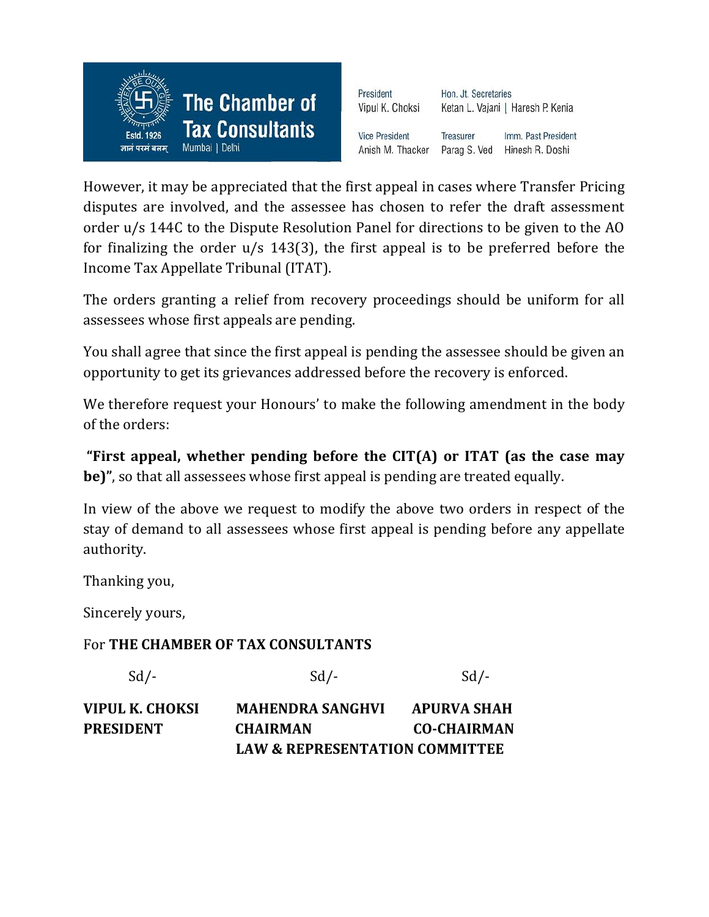However, it may be appreciated that the first appeal in cases where Transfer Pricing disputes are involved, and the assessee has chosen to refer the draft assessment order u/s 144C to the Dispute Resolution Panel for directions to be given to the AO for finalizing the order u/s 143(3), the first appeal is to be preferred before the Income Tax Appellate Tribunal (ITAT).

The orders granting a relief from recovery proceedings should be uniform for all assessees whose first appeals are pending.

You shall agree that since the first appeal is pending the assessee should be given an opportunity to get its grievances addressed before the recovery is enforced.

We therefore request your Honours' to make the following amendment in the body of the orders:

**"First appeal, whether pending before the CIT(A) or ITAT (as the case may be)"**, so that all assessees whose first appeal is pending are treated equally.

In view of the above we request to modify the above two orders in respect of the stay of demand to all assessees whose first appeal is pending before any appellate authority.

Thanking you,

Sincerely yours,

For **THE CHAMBER OF TAX CONSULTANTS**

| | | |
|---|---|---|
| Sd/- | Sd/- | Sd/- |
| **VIPUL K. CHOKSI** | **MAHENDRA SANGHVI** | **APURVA SHAH** |
| **PRESIDENT** | **CHAIRMAN** | **CO-CHAIRMAN** |
| | **LAW & REPRESENTATION COMMITTEE** | |